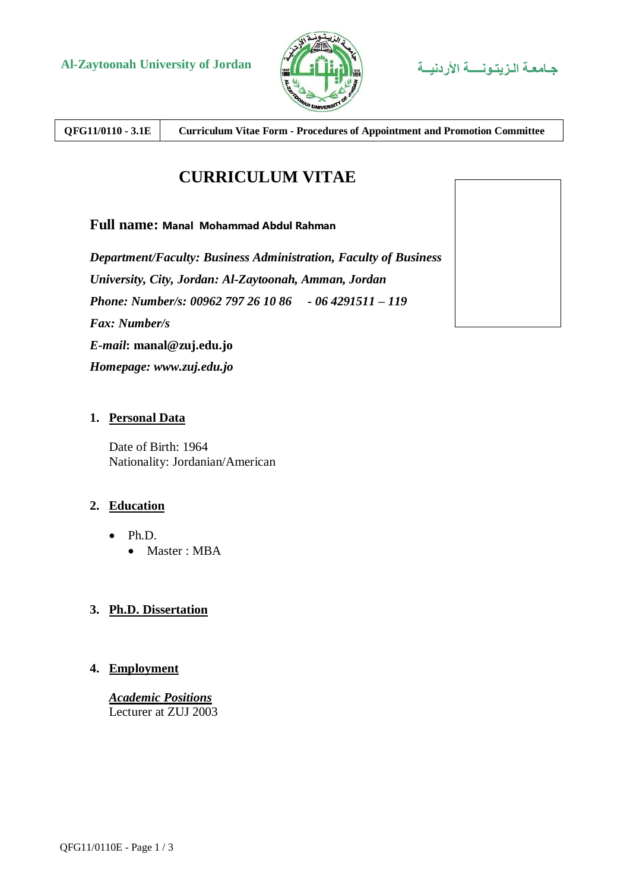Al-Zaytoonah University of Jordan

جـامعـة الـزيـتـونـــة الأردنيــة

| QFG11/0110 - 3.1E | Curriculum Vitae Form - Procedures of Appointment and Promotion Committee |
|---|---|

# CURRICULUM VITAE

**Full name: Manal Mohammad Abdul Rahman**

***Department/Faculty: Business Administration, Faculty of Business***

***University, City, Jordan: Al-Zaytoonah, Amman, Jordan***

***Phone: Number/s: 00962 797 26 10 86 - 06 4291511 – 119***

***Fax: Number/s***

***E-mail*: manal@zuj.edu.jo**

***Homepage: www.zuj.edu.jo***

## 1. Personal Data

Date of Birth: 1964
Nationality: Jordanian/American

## 2. Education

- Ph.D.
  - Master : MBA

## 3. Ph.D. Dissertation

## 4. Employment

***Academic Positions***
Lecturer at ZUJ 2003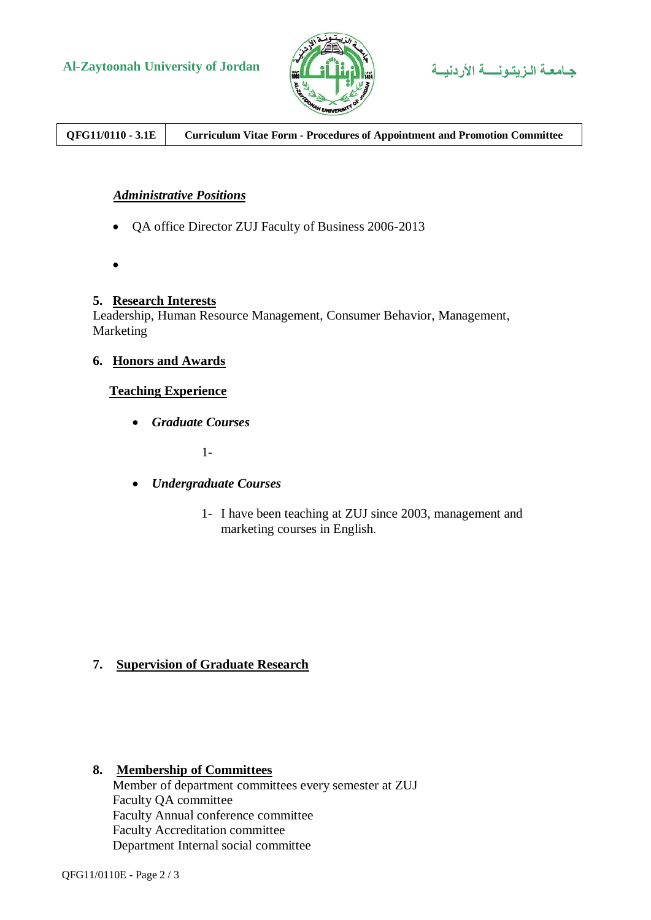***Administrative Positions***

- QA office Director ZUJ Faculty of Business 2006-2013
- 

**5. Research Interests**

Leadership, Human Resource Management, Consumer Behavior, Management, Marketing

**6. Honors and Awards**

**Teaching Experience**

- ***Graduate Courses***

  1-

- ***Undergraduate Courses***

  1- I have been teaching at ZUJ since 2003, management and marketing courses in English.

**7. Supervision of Graduate Research**

**8. Membership of Committees**

Member of department committees every semester at ZUJ
Faculty QA committee
Faculty Annual conference committee
Faculty Accreditation committee
Department Internal social committee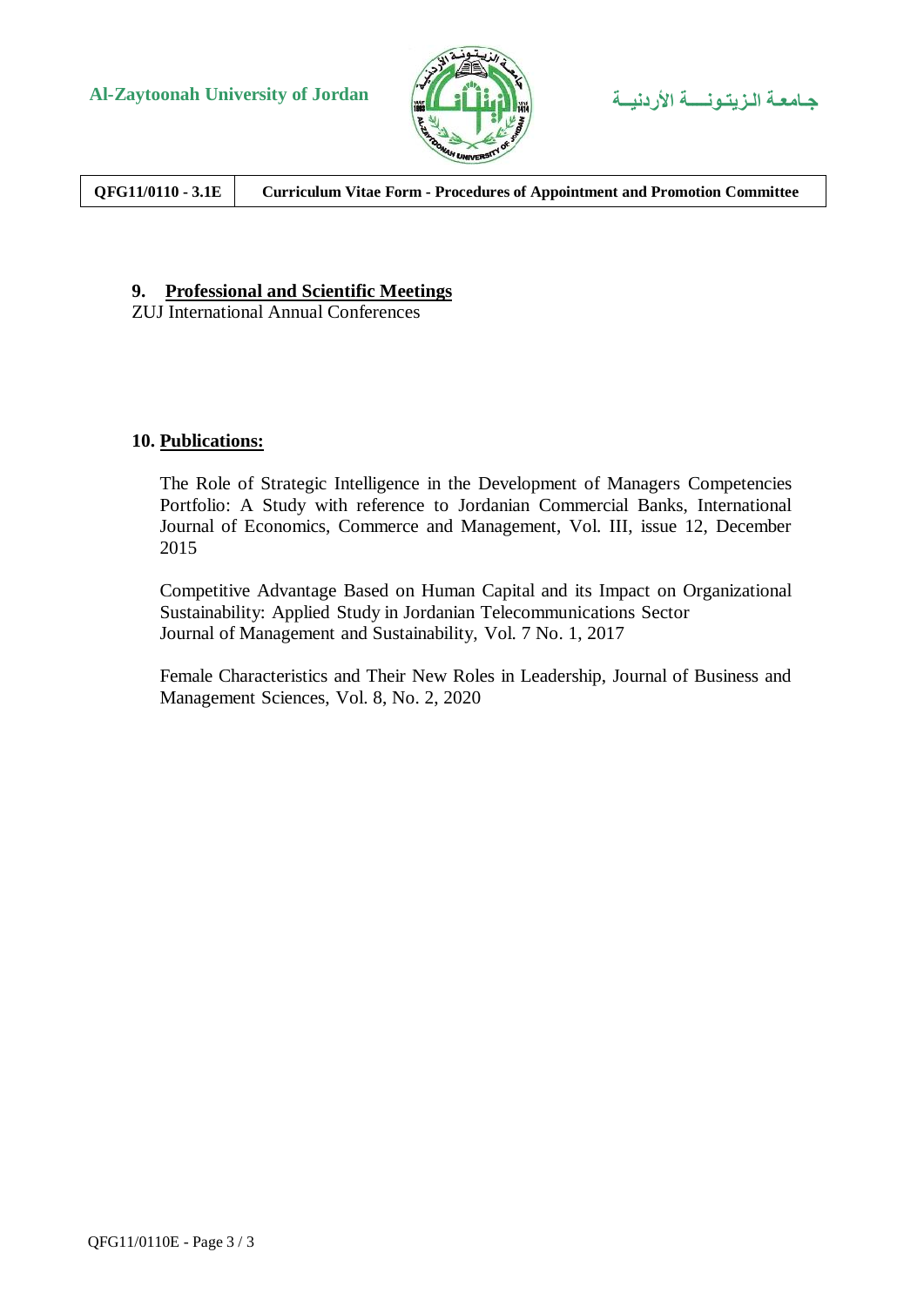## 9. Professional and Scientific Meetings

ZUJ International Annual Conferences

## 10. Publications:

The Role of Strategic Intelligence in the Development of Managers Competencies Portfolio: A Study with reference to Jordanian Commercial Banks, International Journal of Economics, Commerce and Management, Vol. III, issue 12, December 2015

Competitive Advantage Based on Human Capital and its Impact on Organizational Sustainability: Applied Study in Jordanian Telecommunications Sector
Journal of Management and Sustainability, Vol. 7 No. 1, 2017

Female Characteristics and Their New Roles in Leadership, Journal of Business and Management Sciences, Vol. 8, No. 2, 2020